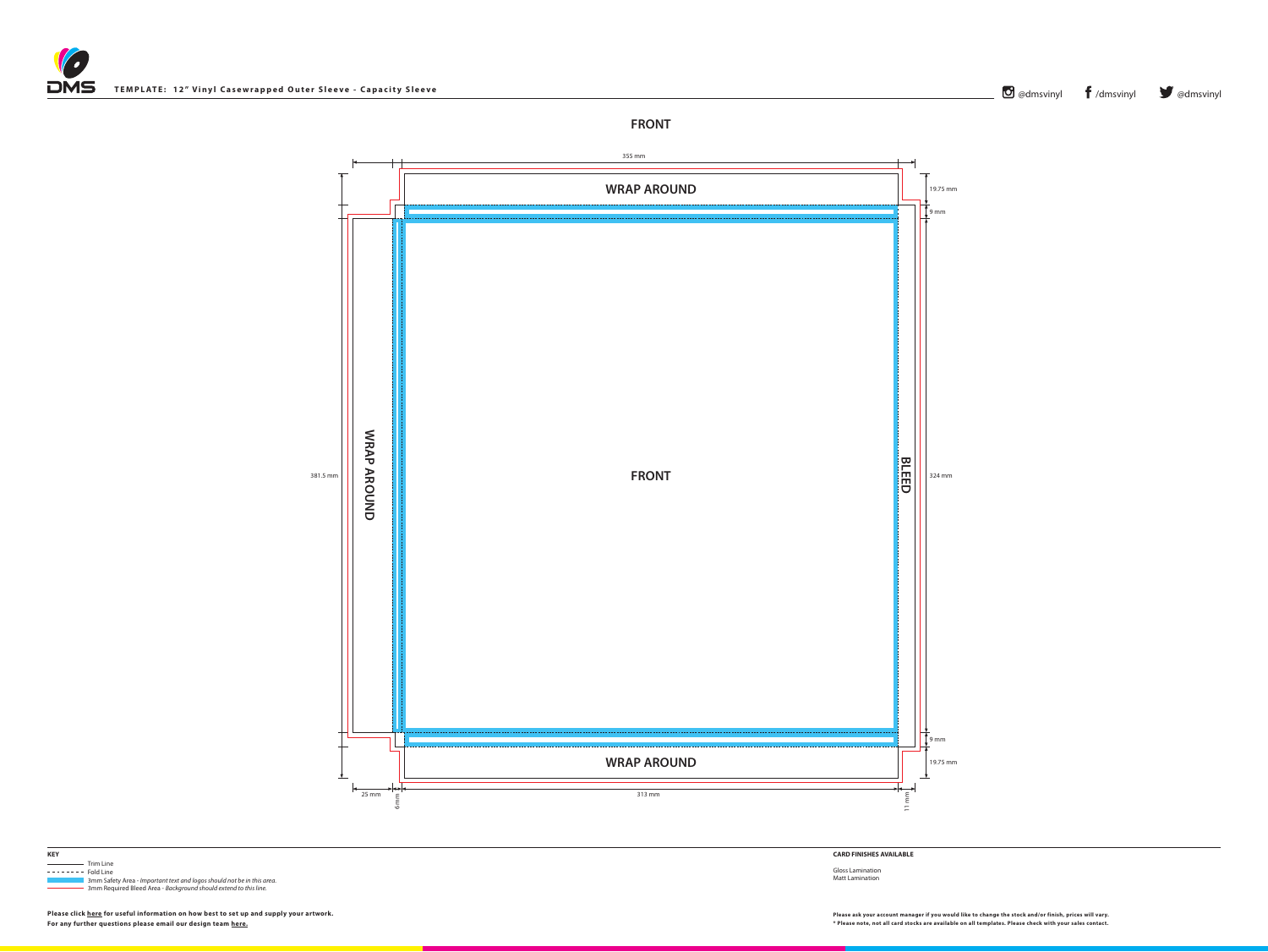**TEMPLATE: 12" Vinyl Casewrapped Outer Sleeve - Capacity Sleeve**

@dmsvinyl /dmsvinyl @dmsvinyl

## FRONT

355 mm

WRAP AROUND

19.75 mm

9 mm

381.5 mm

WRAP AROUND

FRONT

BLEED

324 mm

9 mm

19.75 mm

WRAP AROUND

25 mm

6 mm

313 mm

11 mm

**KEY**

- Trim Line
- Fold Line
- 3mm Safety Area - *Important text and logos should not be in this area.*
- 3mm Required Bleed Area - *Background should extend to this line.*

**Please click here for useful information on how best to set up and supply your artwork.**
**For any further questions please email our design team here.**

**CARD FINISHES AVAILABLE**

Gloss Lamination
Matt Lamination

**Please ask your account manager if you would like to change the stock and/or finish, prices will vary.**
**\* Please note, not all card stocks are available on all templates. Please check with your sales contact.**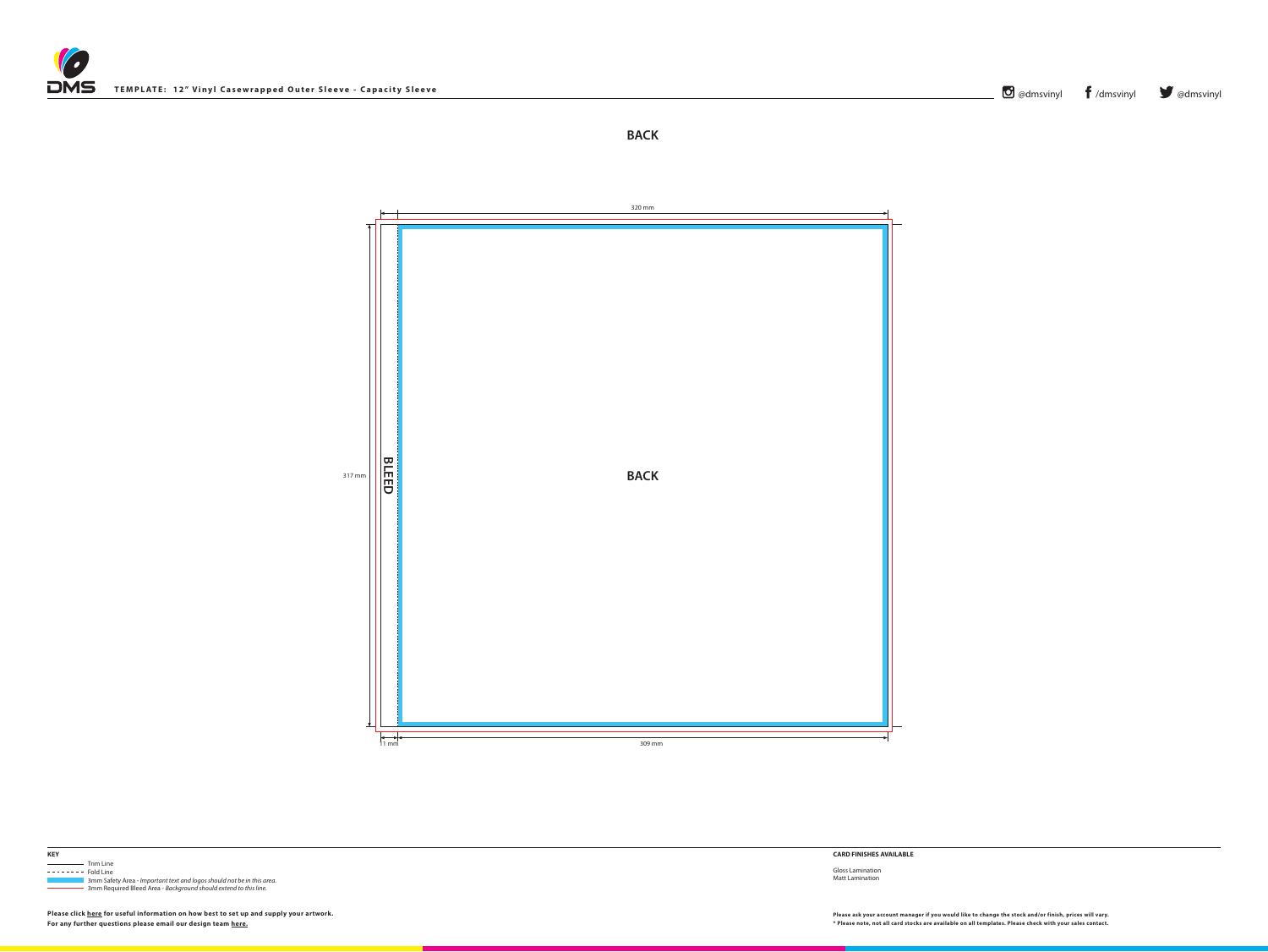**TEMPLATE: 12" Vinyl Casewrapped Outer Sleeve - Capacity Sleeve**

@dmsvinyl /dmsvinyl @dmsvinyl

## BACK

320 mm

317 mm

BLEED

BACK

11 mm

309 mm

**KEY**

Trim Line

Fold Line

3mm Safety Area - *Important text and logos should not be in this area.*

3mm Required Bleed Area - *Background should extend to this line.*

**Please click here for useful information on how best to set up and supply your artwork.**

**For any further questions please email our design team here.**

**CARD FINISHES AVAILABLE**

Gloss Lamination

Matt Lamination

**Please ask your account manager if you would like to change the stock and/or finish, prices will vary.**

**\* Please note, not all card stocks are available on all templates. Please check with your sales contact.**